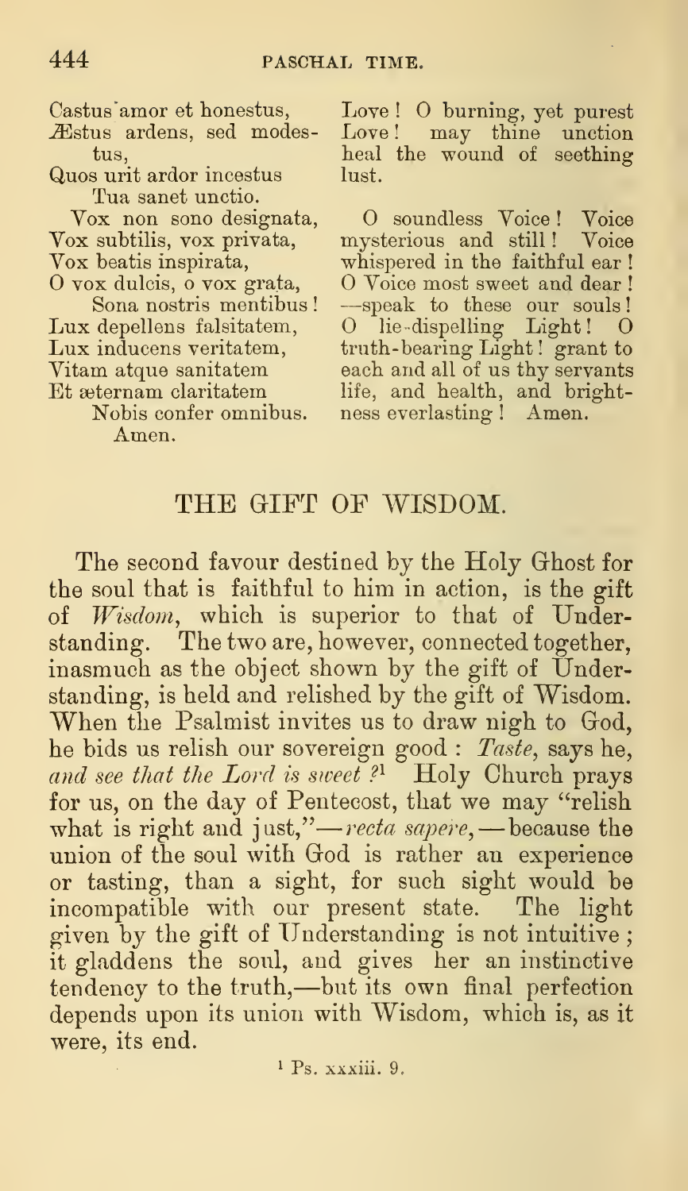Castus amor et honestus,
Æstus ardens, sed modestus,
Quos urit ardor incestus
Tua sanet unctio.

Love! O burning, yet purest Love! may thine unction heal the wound of seething lust.

Vox non sono designata,
Vox subtilis, vox privata,
Vox beatis inspirata,
O vox dulcis, o vox grata,
Sona nostris mentibus!
Lux depellens falsitatem,
Lux inducens veritatem,
Vitam atque sanitatem
Et æternam claritatem
Nobis confer omnibus.
Amen.

O soundless Voice! Voice mysterious and still! Voice whispered in the faithful ear! O Voice most sweet and dear! —speak to these our souls! O lie-dispelling Light! O truth-bearing Light! grant to each and all of us thy servants life, and health, and brightness everlasting! Amen.

## THE GIFT OF WISDOM.

The second favour destined by the Holy Ghost for the soul that is faithful to him in action, is the gift of *Wisdom*, which is superior to that of Understanding. The two are, however, connected together, inasmuch as the object shown by the gift of Understanding, is held and relished by the gift of Wisdom. When the Psalmist invites us to draw nigh to God, he bids us relish our sovereign good: *Taste*, says he, *and see that the Lord is sweet?*[1] Holy Church prays for us, on the day of Pentecost, that we may "relish what is right and just,"—*recta sapere*,—because the union of the soul with God is rather an experience or tasting, than a sight, for such sight would be incompatible with our present state. The light given by the gift of Understanding is not intuitive; it gladdens the soul, and gives her an instinctive tendency to the truth,—but its own final perfection depends upon its union with Wisdom, which is, as it were, its end.

[1] Ps. xxxiii. 9.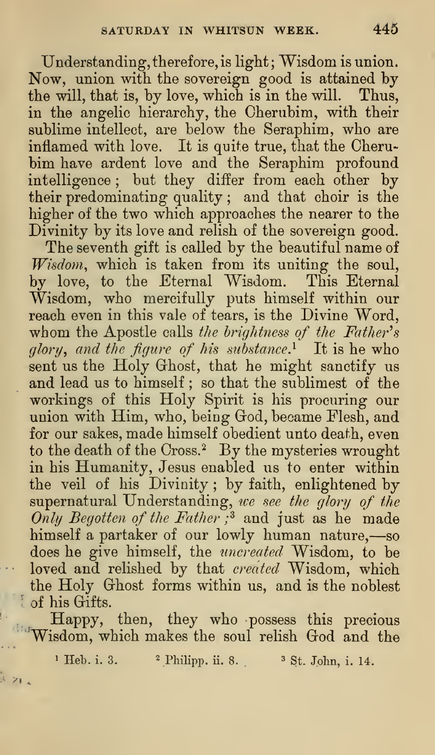Understanding, therefore, is light; Wisdom is union. Now, union with the sovereign good is attained by the will, that is, by love, which is in the will. Thus, in the angelic hierarchy, the Cherubim, with their sublime intellect, are below the Seraphim, who are inflamed with love. It is quite true, that the Cherubim have ardent love and the Seraphim profound intelligence; but they differ from each other by their predominating quality; and that choir is the higher of the two which approaches the nearer to the Divinity by its love and relish of the sovereign good.

The seventh gift is called by the beautiful name of *Wisdom*, which is taken from its uniting the soul, by love, to the Eternal Wisdom. This Eternal Wisdom, who mercifully puts himself within our reach even in this vale of tears, is the Divine Word, whom the Apostle calls *the brightness of the Father's glory, and the figure of his substance.*[1] It is he who sent us the Holy Ghost, that he might sanctify us and lead us to himself; so that the sublimest of the workings of this Holy Spirit is his procuring our union with Him, who, being God, became Flesh, and for our sakes, made himself obedient unto death, even to the death of the Cross.[2] By the mysteries wrought in his Humanity, Jesus enabled us to enter within the veil of his Divinity; by faith, enlightened by supernatural Understanding, *we see the glory of the Only Begotten of the Father;*[3] and just as he made himself a partaker of our lowly human nature,—so does he give himself, the *uncreated* Wisdom, to be loved and relished by that *created* Wisdom, which the Holy Ghost forms within us, and is the noblest of his Gifts.

Happy, then, they who possess this precious Wisdom, which makes the soul relish God and the

[1] Heb. i. 3. [2] Philipp. ii. 8. [3] St. John, i. 14.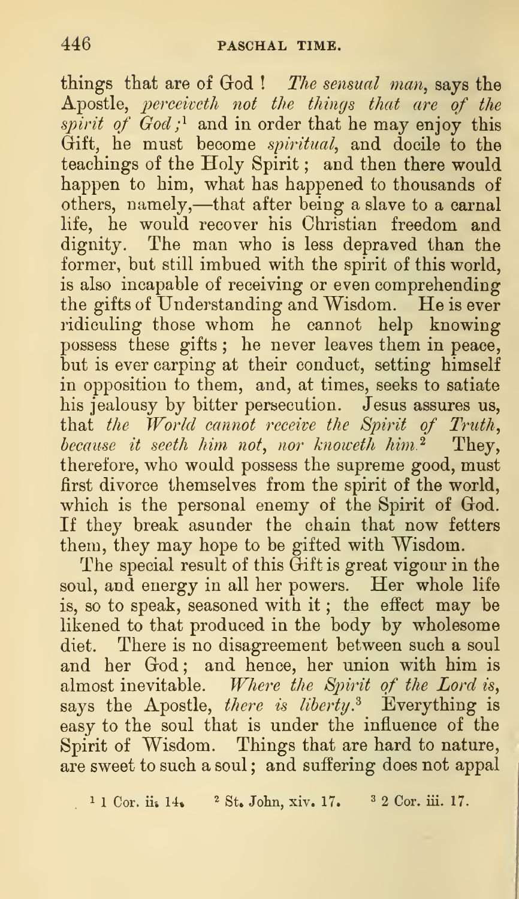things that are of God! *The sensual man*, says the Apostle, *perceiveth not the things that are of the spirit of God;*[1] and in order that he may enjoy this Gift, he must become *spiritual*, and docile to the teachings of the Holy Spirit; and then there would happen to him, what has happened to thousands of others, namely,—that after being a slave to a carnal life, he would recover his Christian freedom and dignity. The man who is less depraved than the former, but still imbued with the spirit of this world, is also incapable of receiving or even comprehending the gifts of Understanding and Wisdom. He is ever ridiculing those whom he cannot help knowing possess these gifts; he never leaves them in peace, but is ever carping at their conduct, setting himself in opposition to them, and, at times, seeks to satiate his jealousy by bitter persecution. Jesus assures us, that *the World cannot receive the Spirit of Truth, because it seeth him not, nor knoweth him.*[2] They, therefore, who would possess the supreme good, must first divorce themselves from the spirit of the world, which is the personal enemy of the Spirit of God. If they break asunder the chain that now fetters them, they may hope to be gifted with Wisdom.

The special result of this Gift is great vigour in the soul, and energy in all her powers. Her whole life is, so to speak, seasoned with it; the effect may be likened to that produced in the body by wholesome diet. There is no disagreement between such a soul and her God; and hence, her union with him is almost inevitable. *Where the Spirit of the Lord is,* says the Apostle, *there is liberty.*[3] Everything is easy to the soul that is under the influence of the Spirit of Wisdom. Things that are hard to nature, are sweet to such a soul; and suffering does not appal

[1] 1 Cor. ii. 14. [2] St. John, xiv. 17. [3] 2 Cor. iii. 17.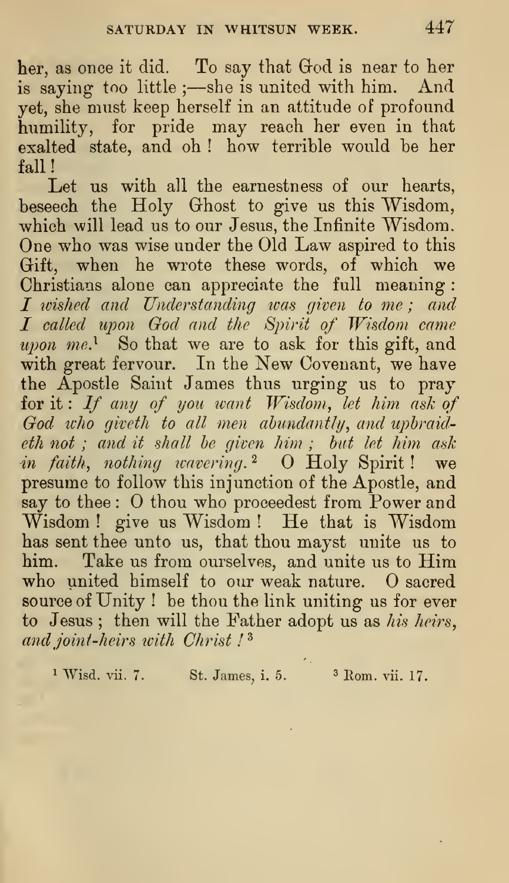her, as once it did. To say that God is near to her is saying too little ;—she is united with him. And yet, she must keep herself in an attitude of profound humility, for pride may reach her even in that exalted state, and oh ! how terrible would be her fall !

Let us with all the earnestness of our hearts, beseech the Holy Ghost to give us this Wisdom, which will lead us to our Jesus, the Infinite Wisdom. One who was wise under the Old Law aspired to this Gift, when he wrote these words, of which we Christians alone can appreciate the full meaning : *I wished and Understanding was given to me ; and I called upon God and the Spirit of Wisdom came upon me.*[1] So that we are to ask for this gift, and with great fervour. In the New Covenant, we have the Apostle Saint James thus urging us to pray for it : *If any of you want Wisdom, let him ask of God who giveth to all men abundantly, and upbraideth not ; and it shall be given him ; but let him ask in faith, nothing wavering.*[2] O Holy Spirit ! we presume to follow this injunction of the Apostle, and say to thee : O thou who proceedest from Power and Wisdom ! give us Wisdom ! He that is Wisdom has sent thee unto us, that thou mayst unite us to him. Take us from ourselves, and unite us to Him who united himself to our weak nature. O sacred source of Unity ! be thou the link uniting us for ever to Jesus ; then will the Father adopt us as *his heirs, and joint-heirs with Christ !*[3]

[1] Wisd. vii. 7. St. James, i. 5. [3] Rom. vii. 17.